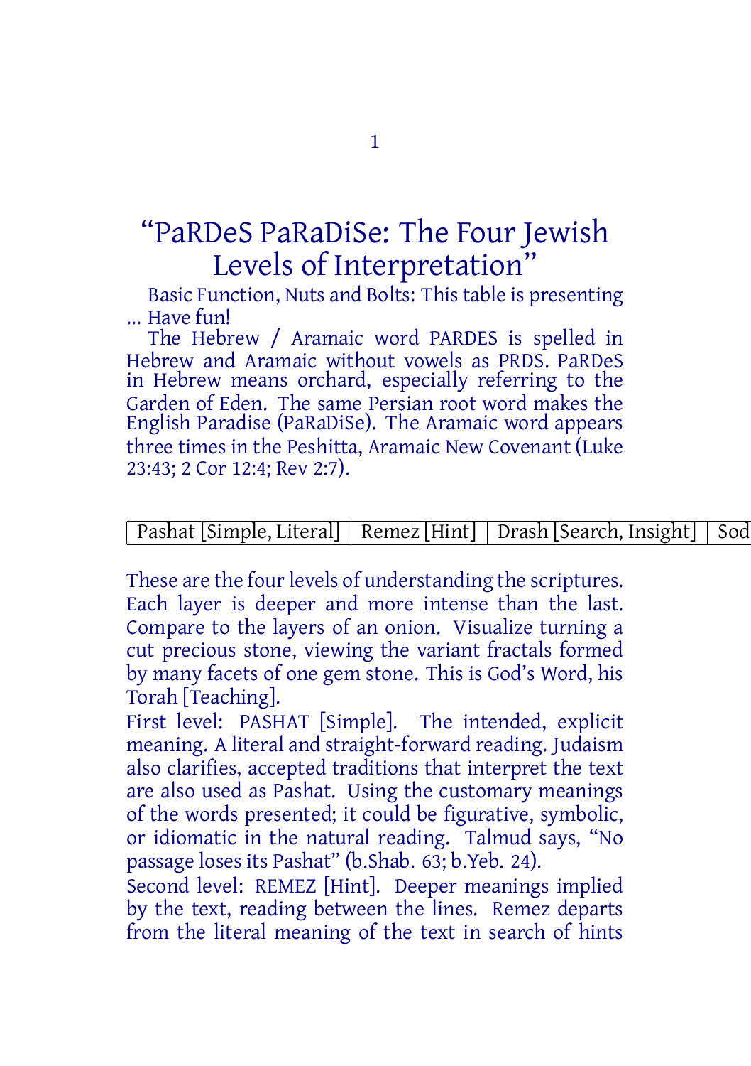# "PaRDeS PaRaDiSe: The Four Jewish Levels of Interpretation"

Basic Function, Nuts and Bolts: This table is presenting ... Have fun!

The Hebrew / Aramaic word PARDES is spelled in Hebrew and Aramaic without vowels as PRDS. PaRDeS in Hebrew means orchard, especially referring to the Garden of Eden. The same Persian root word makes the English Paradise (PaRaDiSe). The Aramaic word appears three times in the Peshitta, Aramaic New Covenant (Luke 23:43; 2 Cor 12:4; Rev 2:7).

| Pashat [Simple, Literal] | Remez [Hint] | Drash [Search, Insight] | Sod |
|---|---|---|---|

These are the four levels of understanding the scriptures. Each layer is deeper and more intense than the last. Compare to the layers of an onion. Visualize turning a cut precious stone, viewing the variant fractals formed by many facets of one gem stone. This is God's Word, his Torah [Teaching].

First level: PASHAT [Simple]. The intended, explicit meaning. A literal and straight-forward reading. Judaism also clarifies, accepted traditions that interpret the text are also used as Pashat. Using the customary meanings of the words presented; it could be figurative, symbolic, or idiomatic in the natural reading. Talmud says, "No passage loses its Pashat" (b.Shab. 63; b.Yeb. 24).

Second level: REMEZ [Hint]. Deeper meanings implied by the text, reading between the lines. Remez departs from the literal meaning of the text in search of hints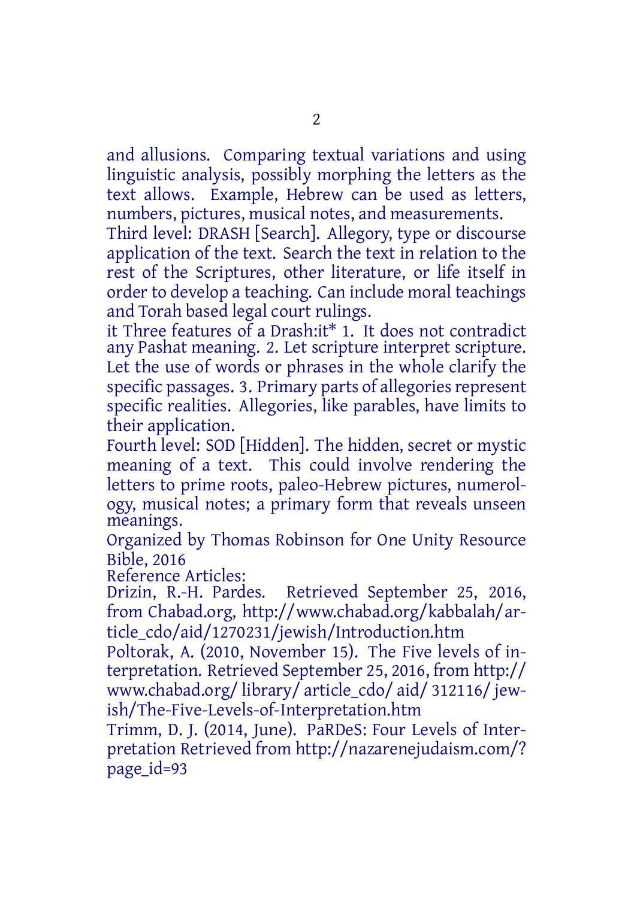and allusions. Comparing textual variations and using linguistic analysis, possibly morphing the letters as the text allows. Example, Hebrew can be used as letters, numbers, pictures, musical notes, and measurements.

Third level: DRASH [Search]. Allegory, type or discourse application of the text. Search the text in relation to the rest of the Scriptures, other literature, or life itself in order to develop a teaching. Can include moral teachings and Torah based legal court rulings.

it Three features of a Drash:it* 1. It does not contradict any Pashat meaning. 2. Let scripture interpret scripture. Let the use of words or phrases in the whole clarify the specific passages. 3. Primary parts of allegories represent specific realities. Allegories, like parables, have limits to their application.

Fourth level: SOD [Hidden]. The hidden, secret or mystic meaning of a text. This could involve rendering the letters to prime roots, paleo-Hebrew pictures, numerology, musical notes; a primary form that reveals unseen meanings.

Organized by Thomas Robinson for One Unity Resource Bible, 2016

Reference Articles:

Drizin, R.-H. Pardes. Retrieved September 25, 2016, from Chabad.org, http://www.chabad.org/kabbalah/article_cdo/aid/1270231/jewish/Introduction.htm

Poltorak, A. (2010, November 15). The Five levels of interpretation. Retrieved September 25, 2016, from http://www.chabad.org/ library/ article_cdo/ aid/ 312116/ jewish/The-Five-Levels-of-Interpretation.htm

Trimm, D. J. (2014, June). PaRDeS: Four Levels of Interpretation Retrieved from http://nazarenejudaism.com/?page_id=93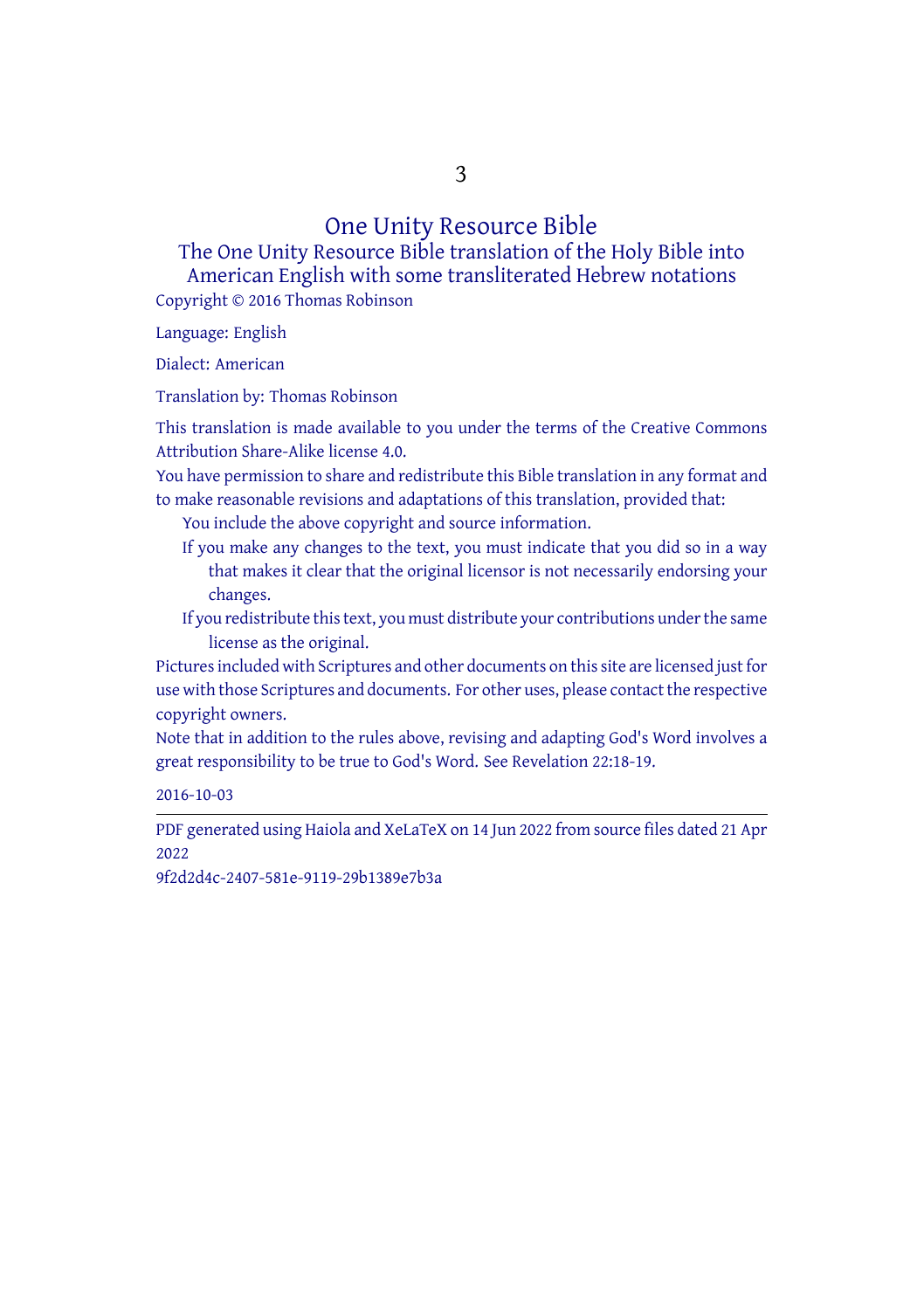# One Unity Resource Bible

## The One Unity Resource Bible translation of the Holy Bible into American English with some transliterated Hebrew notations

Copyright © 2016 Thomas Robinson

Language: English

Dialect: American

Translation by: Thomas Robinson

This translation is made available to you under the terms of the Creative Commons Attribution Share-Alike license 4.0.

You have permission to share and redistribute this Bible translation in any format and to make reasonable revisions and adaptations of this translation, provided that:

- You include the above copyright and source information.
- If you make any changes to the text, you must indicate that you did so in a way that makes it clear that the original licensor is not necessarily endorsing your changes.
- If you redistribute this text, you must distribute your contributions under the same license as the original.

Pictures included with Scriptures and other documents on this site are licensed just for use with those Scriptures and documents. For other uses, please contact the respective copyright owners.

Note that in addition to the rules above, revising and adapting God's Word involves a great responsibility to be true to God's Word. See Revelation 22:18-19.

2016-10-03

---

PDF generated using Haiola and XeLaTeX on 14 Jun 2022 from source files dated 21 Apr 2022

9f2d2d4c-2407-581e-9119-29b1389e7b3a